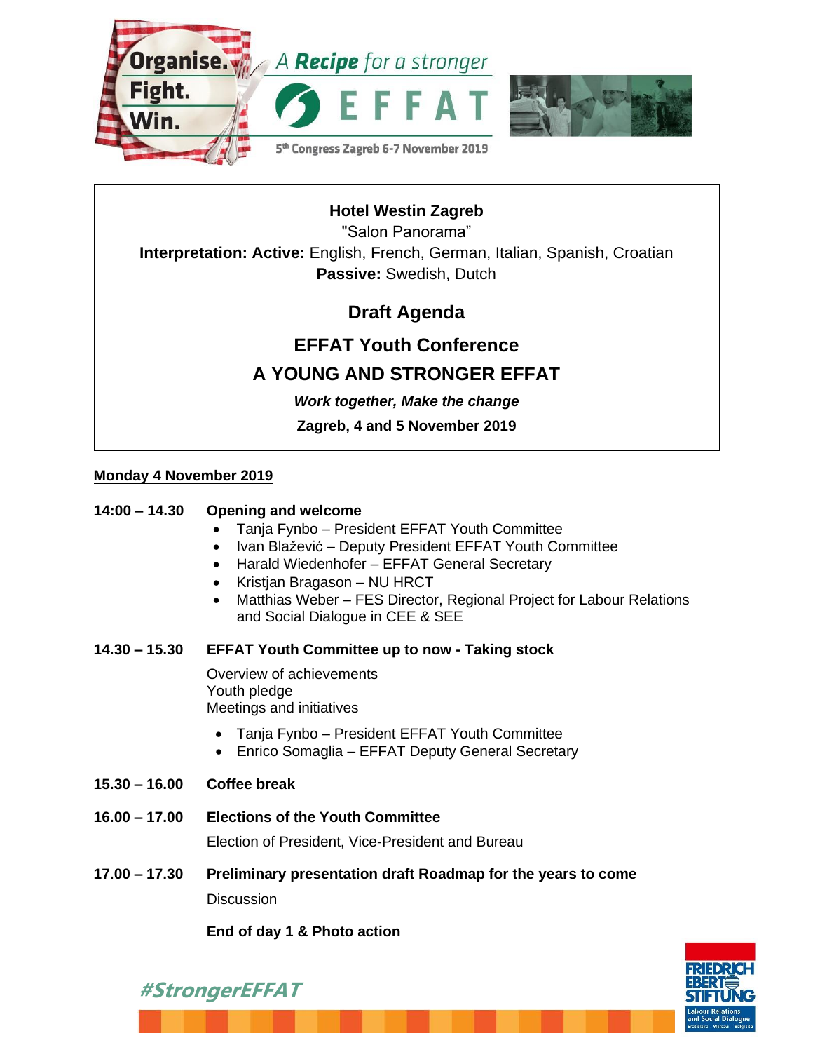Organise. Fight. Win.

A **Recipe** for a stronger EFFAT

5th Congress Zagreb 6-7 November 2019

**Hotel Westin Zagreb**

"Salon Panorama"

**Interpretation: Active:** English, French, German, Italian, Spanish, Croatian

**Passive:** Swedish, Dutch

## Draft Agenda

## EFFAT Youth Conference

## A YOUNG AND STRONGER EFFAT

***Work together, Make the change***

**Zagreb, 4 and 5 November 2019**

**<u>Monday 4 November 2019</u>**

**14:00 – 14.30** **Opening and welcome**

- Tanja Fynbo – President EFFAT Youth Committee
- Ivan Blažević – Deputy President EFFAT Youth Committee
- Harald Wiedenhofer – EFFAT General Secretary
- Kristjan Bragason – NU HRCT
- Matthias Weber – FES Director, Regional Project for Labour Relations and Social Dialogue in CEE & SEE

**14.30 – 15.30** **EFFAT Youth Committee up to now - Taking stock**

Overview of achievements
Youth pledge
Meetings and initiatives

- Tanja Fynbo – President EFFAT Youth Committee
- Enrico Somaglia – EFFAT Deputy General Secretary

**15.30 – 16.00** **Coffee break**

**16.00 – 17.00** **Elections of the Youth Committee**

Election of President, Vice-President and Bureau

**17.00 – 17.30** **Preliminary presentation draft Roadmap for the years to come**

Discussion

**End of day 1 & Photo action**

#StrongerEFFAT

FRIEDRICH EBERT STIFTUNG – Labour Relations and Social Dialogue – Bratislava · Warsaw · Belgrade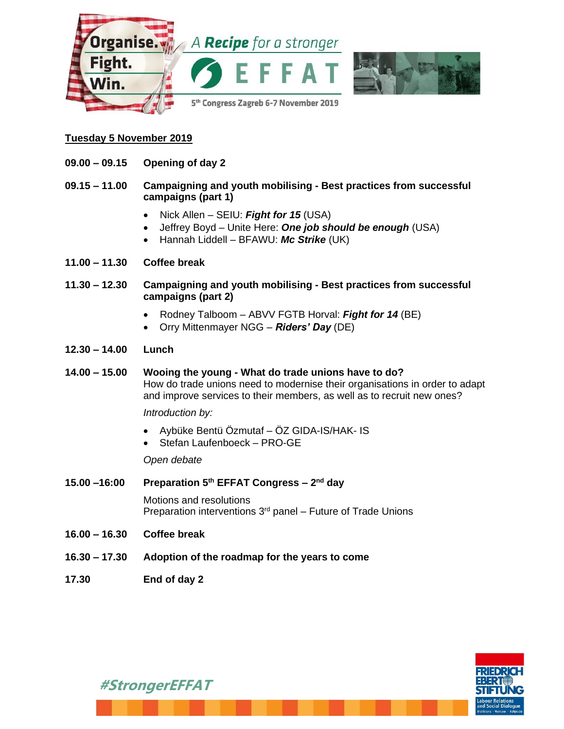Organise. Fight. Win.

A **Recipe** for a stronger EFFAT

5th Congress Zagreb 6-7 November 2019

**Tuesday 5 November 2019**

**09.00 – 09.15** **Opening of day 2**

**09.15 – 11.00** **Campaigning and youth mobilising - Best practices from successful campaigns (part 1)**

- Nick Allen – SEIU: ***Fight for 15*** (USA)
- Jeffrey Boyd – Unite Here: ***One job should be enough*** (USA)
- Hannah Liddell – BFAWU: ***Mc Strike*** (UK)

**11.00 – 11.30** **Coffee break**

**11.30 – 12.30** **Campaigning and youth mobilising - Best practices from successful campaigns (part 2)**

- Rodney Talboom – ABVV FGTB Horval: ***Fight for 14*** (BE)
- Orry Mittenmayer NGG – ***Riders' Day*** (DE)

**12.30 – 14.00** **Lunch**

**14.00 – 15.00** **Wooing the young - What do trade unions have to do?**
How do trade unions need to modernise their organisations in order to adapt and improve services to their members, as well as to recruit new ones?

*Introduction by:*

- Aybüke Bentü Özmutaf – ÖZ GIDA-IS/HAK- IS
- Stefan Laufenboeck – PRO-GE

*Open debate*

**15.00 –16:00** **Preparation 5th EFFAT Congress – 2nd day**

Motions and resolutions
Preparation interventions 3rd panel – Future of Trade Unions

**16.00 – 16.30** **Coffee break**

**16.30 – 17.30** **Adoption of the roadmap for the years to come**

**17.30** **End of day 2**

*#StrongerEFFAT*

FRIEDRICH EBERT STIFTUNG
Labour Relations and Social Dialogue
Bratislava · Warsaw · Belgrade